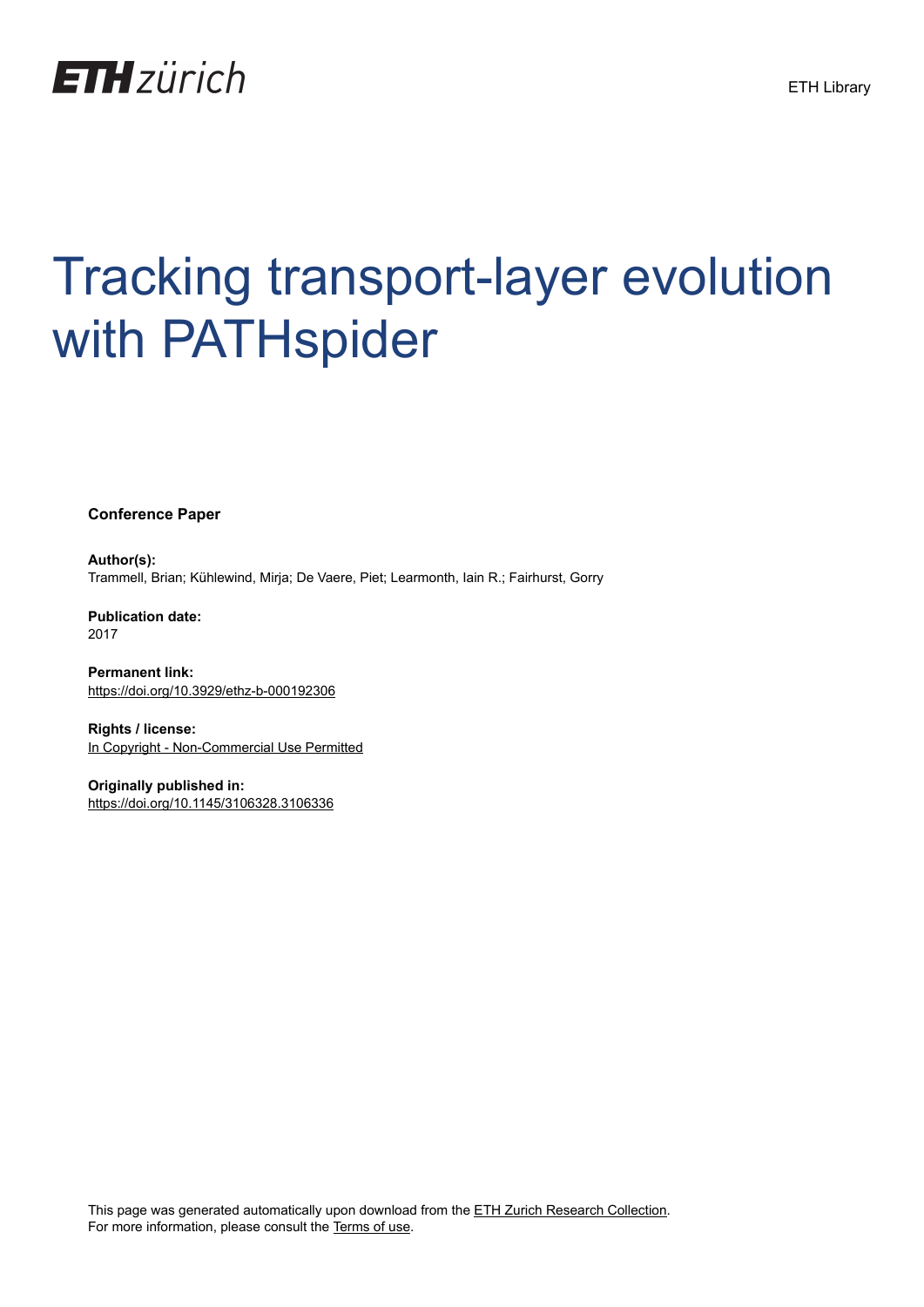ETH zürich

ETH Library

# Tracking transport-layer evolution with PATHspider

**Conference Paper**

**Author(s):**
Trammell, Brian; Kühlewind, Mirja; De Vaere, Piet; Learmonth, Iain R.; Fairhurst, Gorry

**Publication date:**
2017

**Permanent link:**
https://doi.org/10.3929/ethz-b-000192306

**Rights / license:**
In Copyright - Non-Commercial Use Permitted

**Originally published in:**
https://doi.org/10.1145/3106328.3106336

This page was generated automatically upon download from the ETH Zurich Research Collection.
For more information, please consult the Terms of use.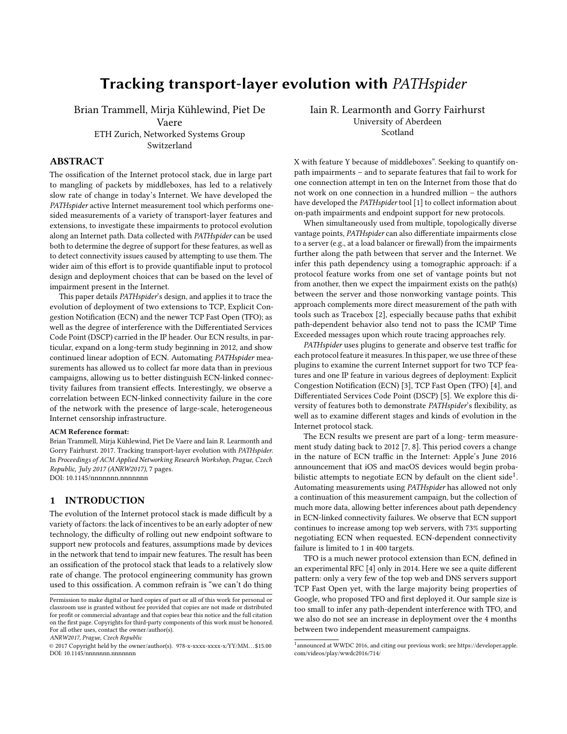# Tracking transport-layer evolution with *PATHspider*

Brian Trammell, Mirja Kühlewind, Piet De Vaere
ETH Zurich, Networked Systems Group
Switzerland

Iain R. Learmonth and Gorry Fairhurst
University of Aberdeen
Scotland

## ABSTRACT

The ossification of the Internet protocol stack, due in large part to mangling of packets by middleboxes, has led to a relatively slow rate of change in today's Internet. We have developed the *PATHspider* active Internet measurement tool which performs one-sided measurements of a variety of transport-layer features and extensions, to investigate these impairments to protocol evolution along an Internet path. Data collected with *PATHspider* can be used both to determine the degree of support for these features, as well as to detect connectivity issues caused by attempting to use them. The wider aim of this effort is to provide quantifiable input to protocol design and deployment choices that can be based on the level of impairment present in the Internet.

This paper details *PATHspider*'s design, and applies it to trace the evolution of deployment of two extensions to TCP, Explicit Congestion Notification (ECN) and the newer TCP Fast Open (TFO); as well as the degree of interference with the Differentiated Services Code Point (DSCP) carried in the IP header. Our ECN results, in particular, expand on a long-term study beginning in 2012, and show continued linear adoption of ECN. Automating *PATHspider* measurements has allowed us to collect far more data than in previous campaigns, allowing us to better distinguish ECN-linked connectivity failures from transient effects. Interestingly, we observe a correlation between ECN-linked connectivity failure in the core of the network with the presence of large-scale, heterogeneous Internet censorship infrastructure.

**ACM Reference format:**
Brian Trammell, Mirja Kühlewind, Piet De Vaere and Iain R. Learmonth and Gorry Fairhurst. 2017. Tracking transport-layer evolution with *PATHspider*. In *Proceedings of ACM Applied Networking Research Workshop, Prague, Czech Republic, July 2017 (ANRW2017),* 7 pages.
DOI: 10.1145/nnnnnnn.nnnnnnn

## 1 INTRODUCTION

The evolution of the Internet protocol stack is made difficult by a variety of factors: the lack of incentives to be an early adopter of new technology, the difficulty of rolling out new endpoint software to support new protocols and features, assumptions made by devices in the network that tend to impair new features. The result has been an ossification of the protocol stack that leads to a relatively slow rate of change. The protocol engineering community has grown used to this ossification. A common refrain is "we can't do thing X with feature Y because of middleboxes". Seeking to quantify on-path impairments – and to separate features that fail to work for one connection attempt in ten on the Internet from those that do not work on one connection in a hundred million – the authors have developed the *PATHspider* tool [1] to collect information about on-path impairments and endpoint support for new protocols.

When simultaneously used from multiple, topologically diverse vantage points, *PATHspider* can also differentiate impairments close to a server (e.g., at a load balancer or firewall) from the impairments further along the path between that server and the Internet. We infer this path dependency using a tomographic approach: if a protocol feature works from one set of vantage points but not from another, then we expect the impairment exists on the path(s) between the server and those nonworking vantage points. This approach complements more direct measurement of the path with tools such as Tracebox [2], especially because paths that exhibit path-dependent behavior also tend not to pass the ICMP Time Exceeded messages upon which route tracing approaches rely.

*PATHspider* uses plugins to generate and observe test traffic for each protocol feature it measures. In this paper, we use three of these plugins to examine the current Internet support for two TCP features and one IP feature in various degrees of deployment: Explicit Congestion Notification (ECN) [3], TCP Fast Open (TFO) [4], and Differentiated Services Code Point (DSCP) [5]. We explore this diversity of features both to demonstrate *PATHspider*'s flexibility, as well as to examine different stages and kinds of evolution in the Internet protocol stack.

The ECN results we present are part of a long- term measurement study dating back to 2012 [7, 8]. This period covers a change in the nature of ECN traffic in the Internet: Apple's June 2016 announcement that iOS and macOS devices would begin probabilistic attempts to negotiate ECN by default on the client side[1]. Automating measurements using *PATHspider* has allowed not only a continuation of this measurement campaign, but the collection of much more data, allowing better inferences about path dependency in ECN-linked connectivity failures. We observe that ECN support continues to increase among top web servers, with 73% supporting negotiating ECN when requested. ECN-dependent connectivity failure is limited to 1 in 400 targets.

TFO is a much newer protocol extension than ECN, defined in an experimental RFC [4] only in 2014. Here we see a quite different pattern: only a very few of the top web and DNS servers support TCP Fast Open yet, with the large majority being properties of Google, who proposed TFO and first deployed it. Our sample size is too small to infer any path-dependent interference with TFO, and we also do not see an increase in deployment over the 4 months between two independent measurement campaigns.

Permission to make digital or hard copies of part or all of this work for personal or classroom use is granted without fee provided that copies are not made or distributed for profit or commercial advantage and that copies bear this notice and the full citation on the first page. Copyrights for third-party components of this work must be honored. For all other uses, contact the owner/author(s).
*ANRW2017, Prague, Czech Republic*
© 2017 Copyright held by the owner/author(s). 978-x-xxxx-xxxx-x/YY/MM...$15.00
DOI: 10.1145/nnnnnnn.nnnnnnn

[1] announced at WWDC 2016, and citing our previous work; see https://developer.apple.com/videos/play/wwdc2016/714/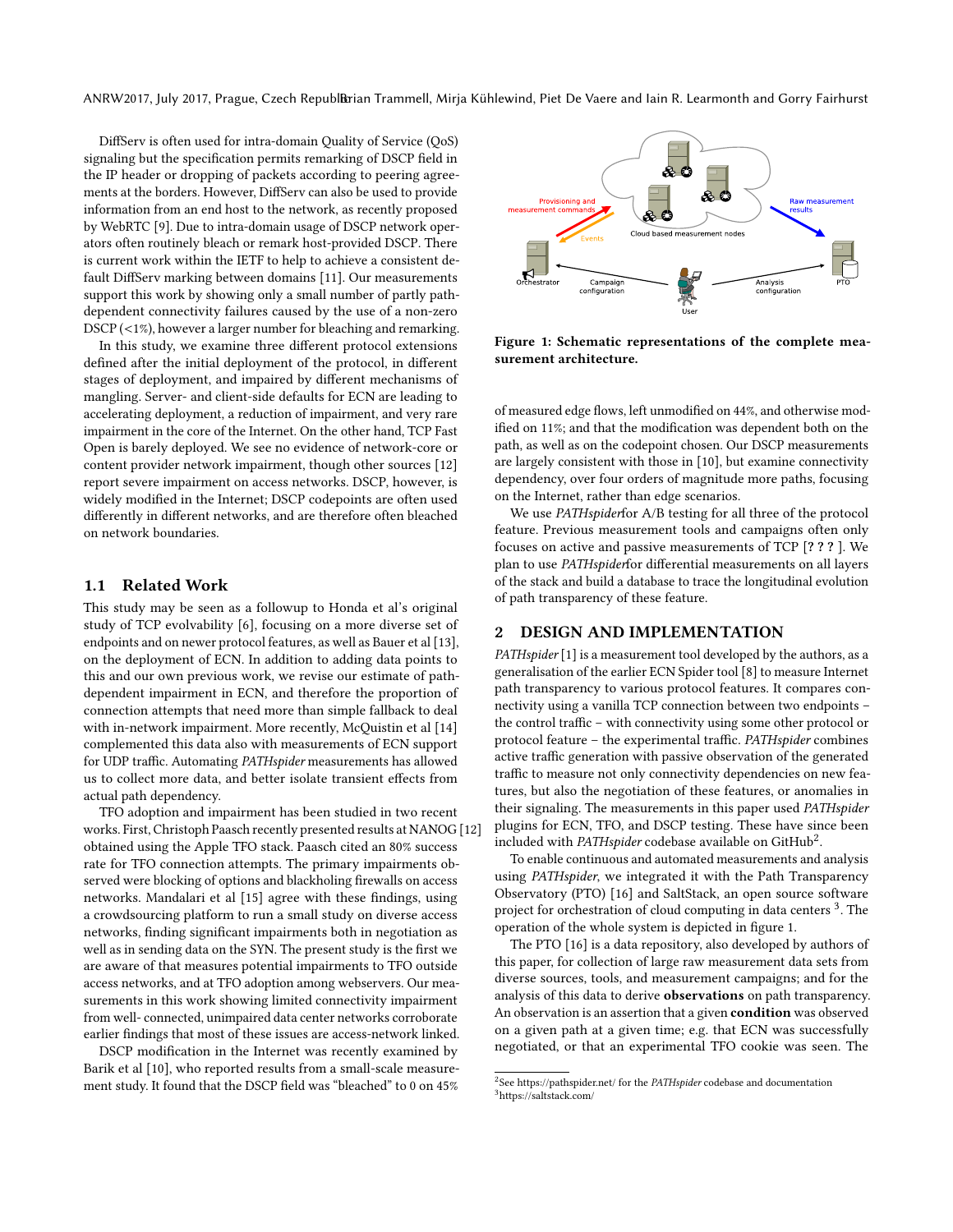DiffServ is often used for intra-domain Quality of Service (QoS) signaling but the specification permits remarking of DSCP field in the IP header or dropping of packets according to peering agreements at the borders. However, DiffServ can also be used to provide information from an end host to the network, as recently proposed by WebRTC [9]. Due to intra-domain usage of DSCP network operators often routinely bleach or remark host-provided DSCP. There is current work within the IETF to help to achieve a consistent default DiffServ marking between domains [11]. Our measurements support this work by showing only a small number of partly path-dependent connectivity failures caused by the use of a non-zero DSCP (<1%), however a larger number for bleaching and remarking.

In this study, we examine three different protocol extensions defined after the initial deployment of the protocol, in different stages of deployment, and impaired by different mechanisms of mangling. Server- and client-side defaults for ECN are leading to accelerating deployment, a reduction of impairment, and very rare impairment in the core of the Internet. On the other hand, TCP Fast Open is barely deployed. We see no evidence of network-core or content provider network impairment, though other sources [12] report severe impairment on access networks. DSCP, however, is widely modified in the Internet; DSCP codepoints are often used differently in different networks, and are therefore often bleached on network boundaries.

## 1.1 Related Work

This study may be seen as a followup to Honda et al's original study of TCP evolvability [6], focusing on a more diverse set of endpoints and on newer protocol features, as well as Bauer et al [13], on the deployment of ECN. In addition to adding data points to this and our own previous work, we revise our estimate of path-dependent impairment in ECN, and therefore the proportion of connection attempts that need more than simple fallback to deal with in-network impairment. More recently, McQuistin et al [14] complemented this data also with measurements of ECN support for UDP traffic. Automating *PATHspider* measurements has allowed us to collect more data, and better isolate transient effects from actual path dependency.

TFO adoption and impairment has been studied in two recent works. First, Christoph Paasch recently presented results at NANOG [12] obtained using the Apple TFO stack. Paasch cited an 80% success rate for TFO connection attempts. The primary impairments observed were blocking of options and blackholing firewalls on access networks. Mandalari et al [15] agree with these findings, using a crowdsourcing platform to run a small study on diverse access networks, finding significant impairments both in negotiation as well as in sending data on the SYN. The present study is the first we are aware of that measures potential impairments to TFO outside access networks, and at TFO adoption among webservers. Our measurements in this work showing limited connectivity impairment from well- connected, unimpaired data center networks corroborate earlier findings that most of these issues are access-network linked.

DSCP modification in the Internet was recently examined by Barik et al [10], who reported results from a small-scale measurement study. It found that the DSCP field was "bleached" to 0 on 45% of measured edge flows, left unmodified on 44%, and otherwise modified on 11%; and that the modification was dependent both on the path, as well as on the codepoint chosen. Our DSCP measurements are largely consistent with those in [10], but examine connectivity dependency, over four orders of magnitude more paths, focusing on the Internet, rather than edge scenarios.

Figure 1: Schematic representations of the complete measurement architecture.

We use *PATHspider*for A/B testing for all three of the protocol feature. Previous measurement tools and campaigns often only focuses on active and passive measurements of TCP [? ? ? ]. We plan to use *PATHspider*for differential measurements on all layers of the stack and build a database to trace the longitudinal evolution of path transparency of these feature.

## 2 DESIGN AND IMPLEMENTATION

*PATHspider* [1] is a measurement tool developed by the authors, as a generalisation of the earlier ECN Spider tool [8] to measure Internet path transparency to various protocol features. It compares connectivity using a vanilla TCP connection between two endpoints – the control traffic – with connectivity using some other protocol or protocol feature – the experimental traffic. *PATHspider* combines active traffic generation with passive observation of the generated traffic to measure not only connectivity dependencies on new features, but also the negotiation of these features, or anomalies in their signaling. The measurements in this paper used *PATHspider* plugins for ECN, TFO, and DSCP testing. These have since been included with *PATHspider* codebase available on GitHub[2].

To enable continuous and automated measurements and analysis using *PATHspider*, we integrated it with the Path Transparency Observatory (PTO) [16] and SaltStack, an open source software project for orchestration of cloud computing in data centers [3]. The operation of the whole system is depicted in figure 1.

The PTO [16] is a data repository, also developed by authors of this paper, for collection of large raw measurement data sets from diverse sources, tools, and measurement campaigns; and for the analysis of this data to derive **observations** on path transparency. An observation is an assertion that a given **condition** was observed on a given path at a given time; e.g. that ECN was successfully negotiated, or that an experimental TFO cookie was seen. The

[2] See https://pathspider.net/ for the *PATHspider* codebase and documentation
[3] https://saltstack.com/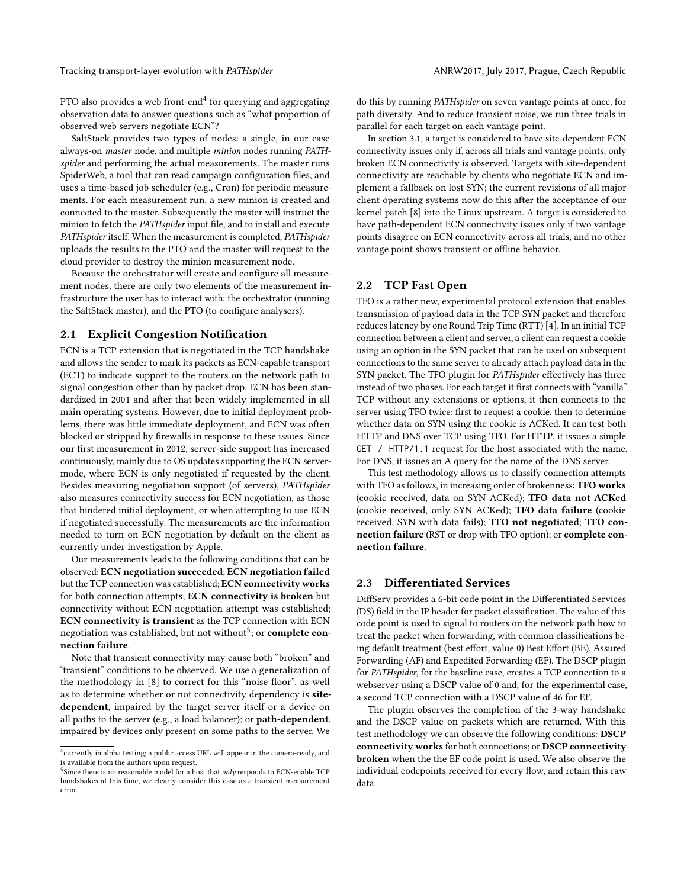PTO also provides a web front-end[4] for querying and aggregating observation data to answer questions such as "what proportion of observed web servers negotiate ECN"?

SaltStack provides two types of nodes: a single, in our case always-on *master* node, and multiple *minion* nodes running *PATHspider* and performing the actual measurements. The master runs SpiderWeb, a tool that can read campaign configuration files, and uses a time-based job scheduler (e.g., Cron) for periodic measurements. For each measurement run, a new minion is created and connected to the master. Subsequently the master will instruct the minion to fetch the *PATHspider* input file, and to install and execute *PATHspider* itself. When the measurement is completed, *PATHspider* uploads the results to the PTO and the master will request to the cloud provider to destroy the minion measurement node.

Because the orchestrator will create and configure all measurement nodes, there are only two elements of the measurement infrastructure the user has to interact with: the orchestrator (running the SaltStack master), and the PTO (to configure analysers).

## 2.1 Explicit Congestion Notification

ECN is a TCP extension that is negotiated in the TCP handshake and allows the sender to mark its packets as ECN-capable transport (ECT) to indicate support to the routers on the network path to signal congestion other than by packet drop. ECN has been standardized in 2001 and after that been widely implemented in all main operating systems. However, due to initial deployment problems, there was little immediate deployment, and ECN was often blocked or stripped by firewalls in response to these issues. Since our first measurement in 2012, server-side support has increased continuously, mainly due to OS updates supporting the ECN server-mode, where ECN is only negotiated if requested by the client. Besides measuring negotiation support (of servers), *PATHspider* also measures connectivity success for ECN negotiation, as those that hindered initial deployment, or when attempting to use ECN if negotiated successfully. The measurements are the information needed to turn on ECN negotiation by default on the client as currently under investigation by Apple.

Our measurements leads to the following conditions that can be observed: **ECN negotiation succeeded**; **ECN negotiation failed** but the TCP connection was established; **ECN connectivity works** for both connection attempts; **ECN connectivity is broken** but connectivity without ECN negotiation attempt was established; **ECN connectivity is transient** as the TCP connection with ECN negotiation was established, but not without[5]; or **complete connection failure**.

Note that transient connectivity may cause both "broken" and "transient" conditions to be observed. We use a generalization of the methodology in [8] to correct for this "noise floor", as well as to determine whether or not connectivity dependency is **site-dependent**, impaired by the target server itself or a device on all paths to the server (e.g., a load balancer); or **path-dependent**, impaired by devices only present on some paths to the server. We do this by running *PATHspider* on seven vantage points at once, for path diversity. And to reduce transient noise, we run three trials in parallel for each target on each vantage point.

In section 3.1, a target is considered to have site-dependent ECN connectivity issues only if, across all trials and vantage points, only broken ECN connectivity is observed. Targets with site-dependent connectivity are reachable by clients who negotiate ECN and implement a fallback on lost SYN; the current revisions of all major client operating systems now do this after the acceptance of our kernel patch [8] into the Linux upstream. A target is considered to have path-dependent ECN connectivity issues only if two vantage points disagree on ECN connectivity across all trials, and no other vantage point shows transient or offline behavior.

## 2.2 TCP Fast Open

TFO is a rather new, experimental protocol extension that enables transmission of payload data in the TCP SYN packet and therefore reduces latency by one Round Trip Time (RTT) [4]. In an initial TCP connection between a client and server, a client can request a cookie using an option in the SYN packet that can be used on subsequent connections to the same server to already attach payload data in the SYN packet. The TFO plugin for *PATHspider* effectively has three instead of two phases. For each target it first connects with "vanilla" TCP without any extensions or options, it then connects to the server using TFO twice: first to request a cookie, then to determine whether data on SYN using the cookie is ACKed. It can test both HTTP and DNS over TCP using TFO. For HTTP, it issues a simple `GET / HTTP/1.1` request for the host associated with the name. For DNS, it issues an A query for the name of the DNS server.

This test methodology allows us to classify connection attempts with TFO as follows, in increasing order of brokenness: **TFO works** (cookie received, data on SYN ACKed); **TFO data not ACKed** (cookie received, only SYN ACKed); **TFO data failure** (cookie received, SYN with data fails); **TFO not negotiated**; **TFO connection failure** (RST or drop with TFO option); or **complete connection failure**.

## 2.3 Differentiated Services

DiffServ provides a 6-bit code point in the Differentiated Services (DS) field in the IP header for packet classification. The value of this code point is used to signal to routers on the network path how to treat the packet when forwarding, with common classifications being default treatment (best effort, value 0) Best Effort (BE), Assured Forwarding (AF) and Expedited Forwarding (EF). The DSCP plugin for *PATHspider*, for the baseline case, creates a TCP connection to a webserver using a DSCP value of 0 and, for the experimental case, a second TCP connection with a DSCP value of 46 for EF.

The plugin observes the completion of the 3-way handshake and the DSCP value on packets which are returned. With this test methodology we can observe the following conditions: **DSCP connectivity works** for both connections; or **DSCP connectivity broken** when the the EF code point is used. We also observe the individual codepoints received for every flow, and retain this raw data.

---

[4] currently in alpha testing; a public access URL will appear in the camera-ready, and is available from the authors upon request.

[5] Since there is no reasonable model for a host that *only* responds to ECN-enable TCP handshakes at this time, we clearly consider this case as a transient measurement error.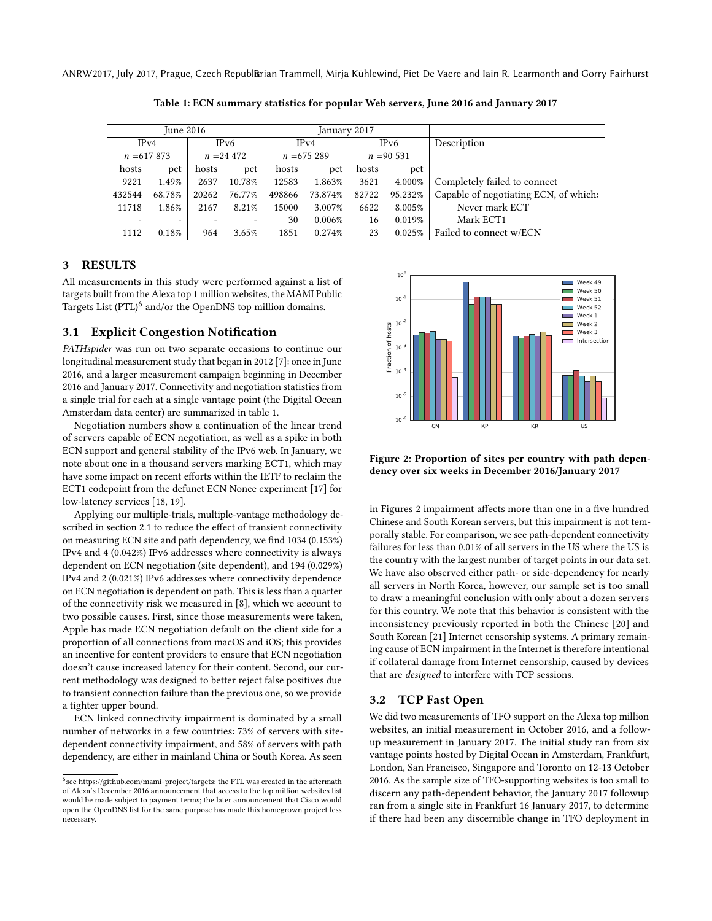Table 1: ECN summary statistics for popular Web servers, June 2016 and January 2017

| June 2016 | | | | January 2017 | | | | |
|---|---|---|---|---|---|---|---|---|
| IPv4 | | IPv6 | | IPv4 | | IPv6 | | Description |
| $n$ =617 873 | | $n$ =24 472 | | $n$ =675 289 | | $n$ =90 531 | | |
| hosts | pct | hosts | pct | hosts | pct | hosts | pct | |
| 9221 | 1.49% | 2637 | 10.78% | 12583 | 1.863% | 3621 | 4.000% | Completely failed to connect |
| 432544 | 68.78% | 20262 | 76.77% | 498866 | 73.874% | 82722 | 95.232% | Capable of negotiating ECN, of which: |
| 11718 | 1.86% | 2167 | 8.21% | 15000 | 3.007% | 6622 | 8.005% | Never mark ECT |
| - | - | - | - | 30 | 0.006% | 16 | 0.019% | Mark ECT1 |
| 1112 | 0.18% | 964 | 3.65% | 1851 | 0.274% | 23 | 0.025% | Failed to connect w/ECN |

## 3 RESULTS

All measurements in this study were performed against a list of targets built from the Alexa top 1 million websites, the MAMI Public Targets List (PTL)[6] and/or the OpenDNS top million domains.

### 3.1 Explicit Congestion Notification

*PATHspider* was run on two separate occasions to continue our longitudinal measurement study that began in 2012 [7]: once in June 2016, and a larger measurement campaign beginning in December 2016 and January 2017. Connectivity and negotiation statistics from a single trial for each at a single vantage point (the Digital Ocean Amsterdam data center) are summarized in table 1.

Negotiation numbers show a continuation of the linear trend of servers capable of ECN negotiation, as well as a spike in both ECN support and general stability of the IPv6 web. In January, we note about one in a thousand servers marking ECT1, which may have some impact on recent efforts within the IETF to reclaim the ECT1 codepoint from the defunct ECN Nonce experiment [17] for low-latency services [18, 19].

Applying our multiple-trials, multiple-vantage methodology described in section 2.1 to reduce the effect of transient connectivity on measuring ECN site and path dependency, we find 1034 (0.153%) IPv4 and 4 (0.042%) IPv6 addresses where connectivity is always dependent on ECN negotiation (site dependent), and 194 (0.029%) IPv4 and 2 (0.021%) IPv6 addresses where connectivity dependence on ECN negotiation is dependent on path. This is less than a quarter of the connectivity risk we measured in [8], which we account to two possible causes. First, since those measurements were taken, Apple has made ECN negotiation default on the client side for a proportion of all connections from macOS and iOS; this provides an incentive for content providers to ensure that ECN negotiation doesn't cause increased latency for their content. Second, our current methodology was designed to better reject false positives due to transient connection failure than the previous one, so we provide a tighter upper bound.

ECN linked connectivity impairment is dominated by a small number of networks in a few countries: 73% of servers with site-dependent connectivity impairment, and 58% of servers with path dependency, are either in mainland China or South Korea. As seen in Figures 2 impairment affects more than one in a five hundred Chinese and South Korean servers, but this impairment is not temporally stable. For comparison, we see path-dependent connectivity failures for less than 0.01% of all servers in the US where the US is the country with the largest number of target points in our data set. We have also observed either path- or side-dependency for nearly all servers in North Korea, however, our sample set is too small to draw a meaningful conclusion with only about a dozen servers for this country. We note that this behavior is consistent with the inconsistency previously reported in both the Chinese [20] and South Korean [21] Internet censorship systems. A primary remaining cause of ECN impairment in the Internet is therefore intentional if collateral damage from Internet censorship, caused by devices that are *designed* to interfere with TCP sessions.

Figure 2: Proportion of sites per country with path dependency over six weeks in December 2016/January 2017

### 3.2 TCP Fast Open

We did two measurements of TFO support on the Alexa top million websites, an initial measurement in October 2016, and a followup measurement in January 2017. The initial study ran from six vantage points hosted by Digital Ocean in Amsterdam, Frankfurt, London, San Francisco, Singapore and Toronto on 12-13 October 2016. As the sample size of TFO-supporting websites is too small to discern any path-dependent behavior, the January 2017 followup ran from a single site in Frankfurt 16 January 2017, to determine if there had been any discernible change in TFO deployment in

[6] see https://github.com/mami-project/targets; the PTL was created in the aftermath of Alexa's December 2016 announcement that access to the top million websites list would be made subject to payment terms; the later announcement that Cisco would open the OpenDNS list for the same purpose has made this homegrown project less necessary.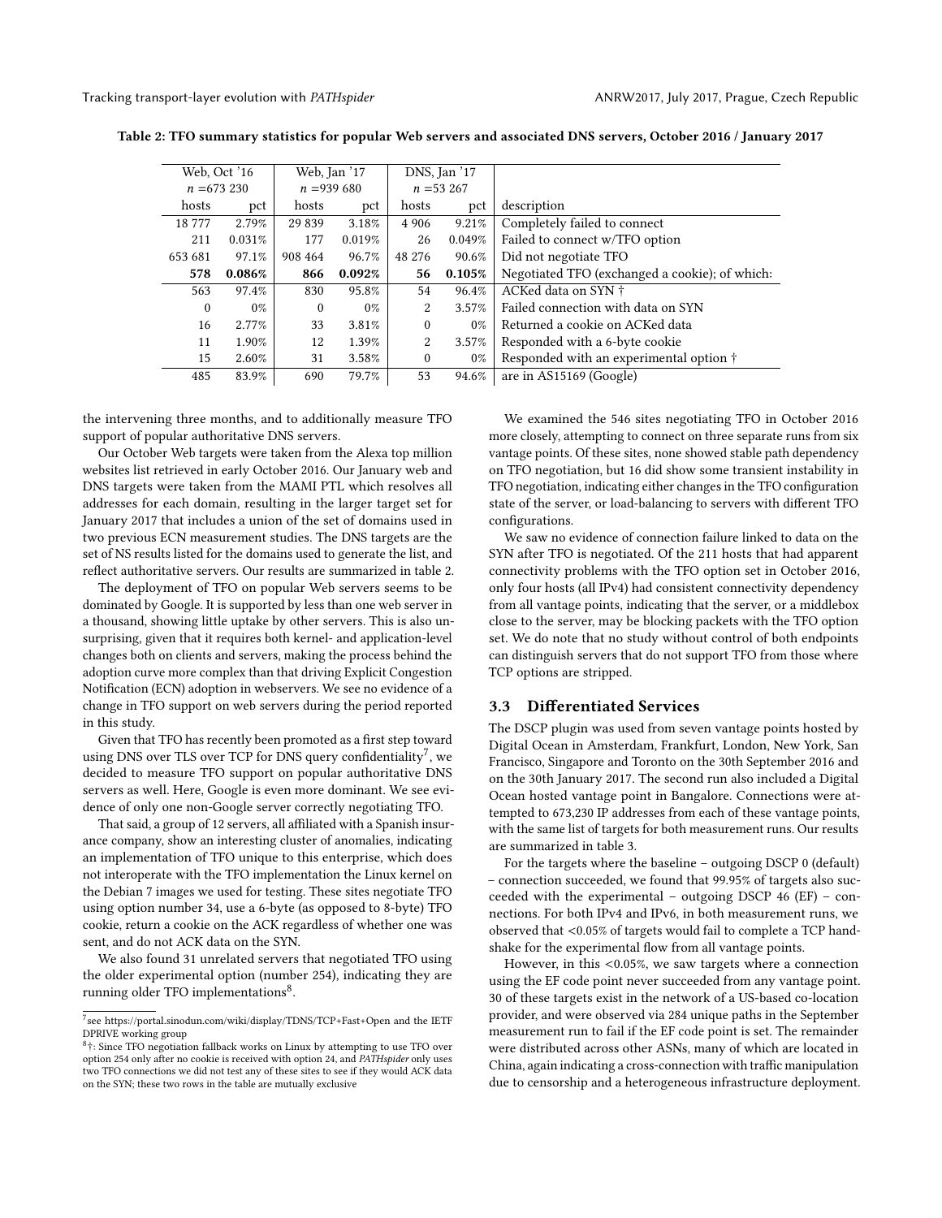**Table 2: TFO summary statistics for popular Web servers and associated DNS servers, October 2016 / January 2017**

| Web, Oct '16 | | Web, Jan '17 | | DNS, Jan '17 | | |
|---|---|---|---|---|---|---|
| $n$ =673 230 | | $n$ =939 680 | | $n$ =53 267 | | |
| hosts | pct | hosts | pct | hosts | pct | description |
| 18 777 | 2.79% | 29 839 | 3.18% | 4 906 | 9.21% | Completely failed to connect |
| 211 | 0.031% | 177 | 0.019% | 26 | 0.049% | Failed to connect w/TFO option |
| 653 681 | 97.1% | 908 464 | 96.7% | 48 276 | 90.6% | Did not negotiate TFO |
| **578** | **0.086%** | **866** | **0.092%** | **56** | **0.105%** | Negotiated TFO (exchanged a cookie); of which: |
| 563 | 97.4% | 830 | 95.8% | 54 | 96.4% | ACKed data on SYN † |
| 0 | 0% | 0 | 0% | 2 | 3.57% | Failed connection with data on SYN |
| 16 | 2.77% | 33 | 3.81% | 0 | 0% | Returned a cookie on ACKed data |
| 11 | 1.90% | 12 | 1.39% | 2 | 3.57% | Responded with a 6-byte cookie |
| 15 | 2.60% | 31 | 3.58% | 0 | 0% | Responded with an experimental option † |
| 485 | 83.9% | 690 | 79.7% | 53 | 94.6% | are in AS15169 (Google) |

the intervening three months, and to additionally measure TFO support of popular authoritative DNS servers.

Our October Web targets were taken from the Alexa top million websites list retrieved in early October 2016. Our January web and DNS targets were taken from the MAMI PTL which resolves all addresses for each domain, resulting in the larger target set for January 2017 that includes a union of the set of domains used in two previous ECN measurement studies. The DNS targets are the set of NS results listed for the domains used to generate the list, and reflect authoritative servers. Our results are summarized in table 2.

The deployment of TFO on popular Web servers seems to be dominated by Google. It is supported by less than one web server in a thousand, showing little uptake by other servers. This is also unsurprising, given that it requires both kernel- and application-level changes both on clients and servers, making the process behind the adoption curve more complex than that driving Explicit Congestion Notification (ECN) adoption in webservers. We see no evidence of a change in TFO support on web servers during the period reported in this study.

Given that TFO has recently been promoted as a first step toward using DNS over TLS over TCP for DNS query confidentiality[7], we decided to measure TFO support on popular authoritative DNS servers as well. Here, Google is even more dominant. We see evidence of only one non-Google server correctly negotiating TFO.

That said, a group of 12 servers, all affiliated with a Spanish insurance company, show an interesting cluster of anomalies, indicating an implementation of TFO unique to this enterprise, which does not interoperate with the TFO implementation the Linux kernel on the Debian 7 images we used for testing. These sites negotiate TFO using option number 34, use a 6-byte (as opposed to 8-byte) TFO cookie, return a cookie on the ACK regardless of whether one was sent, and do not ACK data on the SYN.

We also found 31 unrelated servers that negotiated TFO using the older experimental option (number 254), indicating they are running older TFO implementations[8].

[7] see https://portal.sinodun.com/wiki/display/TDNS/TCP+Fast+Open and the IETF DPRIVE working group

[8] †: Since TFO negotiation fallback works on Linux by attempting to use TFO over option 254 only after no cookie is received with option 24, and *PATHspider* only uses two TFO connections we did not test any of these sites to see if they would ACK data on the SYN; these two rows in the table are mutually exclusive

We examined the 546 sites negotiating TFO in October 2016 more closely, attempting to connect on three separate runs from six vantage points. Of these sites, none showed stable path dependency on TFO negotiation, but 16 did show some transient instability in TFO negotiation, indicating either changes in the TFO configuration state of the server, or load-balancing to servers with different TFO configurations.

We saw no evidence of connection failure linked to data on the SYN after TFO is negotiated. Of the 211 hosts that had apparent connectivity problems with the TFO option set in October 2016, only four hosts (all IPv4) had consistent connectivity dependency from all vantage points, indicating that the server, or a middlebox close to the server, may be blocking packets with the TFO option set. We do note that no study without control of both endpoints can distinguish servers that do not support TFO from those where TCP options are stripped.

### 3.3 Differentiated Services

The DSCP plugin was used from seven vantage points hosted by Digital Ocean in Amsterdam, Frankfurt, London, New York, San Francisco, Singapore and Toronto on the 30th September 2016 and on the 30th January 2017. The second run also included a Digital Ocean hosted vantage point in Bangalore. Connections were attempted to 673,230 IP addresses from each of these vantage points, with the same list of targets for both measurement runs. Our results are summarized in table 3.

For the targets where the baseline – outgoing DSCP 0 (default) – connection succeeded, we found that 99.95% of targets also succeeded with the experimental – outgoing DSCP 46 (EF) – connections. For both IPv4 and IPv6, in both measurement runs, we observed that <0.05% of targets would fail to complete a TCP handshake for the experimental flow from all vantage points.

However, in this <0.05%, we saw targets where a connection using the EF code point never succeeded from any vantage point. 30 of these targets exist in the network of a US-based co-location provider, and were observed via 284 unique paths in the September measurement run to fail if the EF code point is set. The remainder were distributed across other ASNs, many of which are located in China, again indicating a cross-connection with traffic manipulation due to censorship and a heterogeneous infrastructure deployment.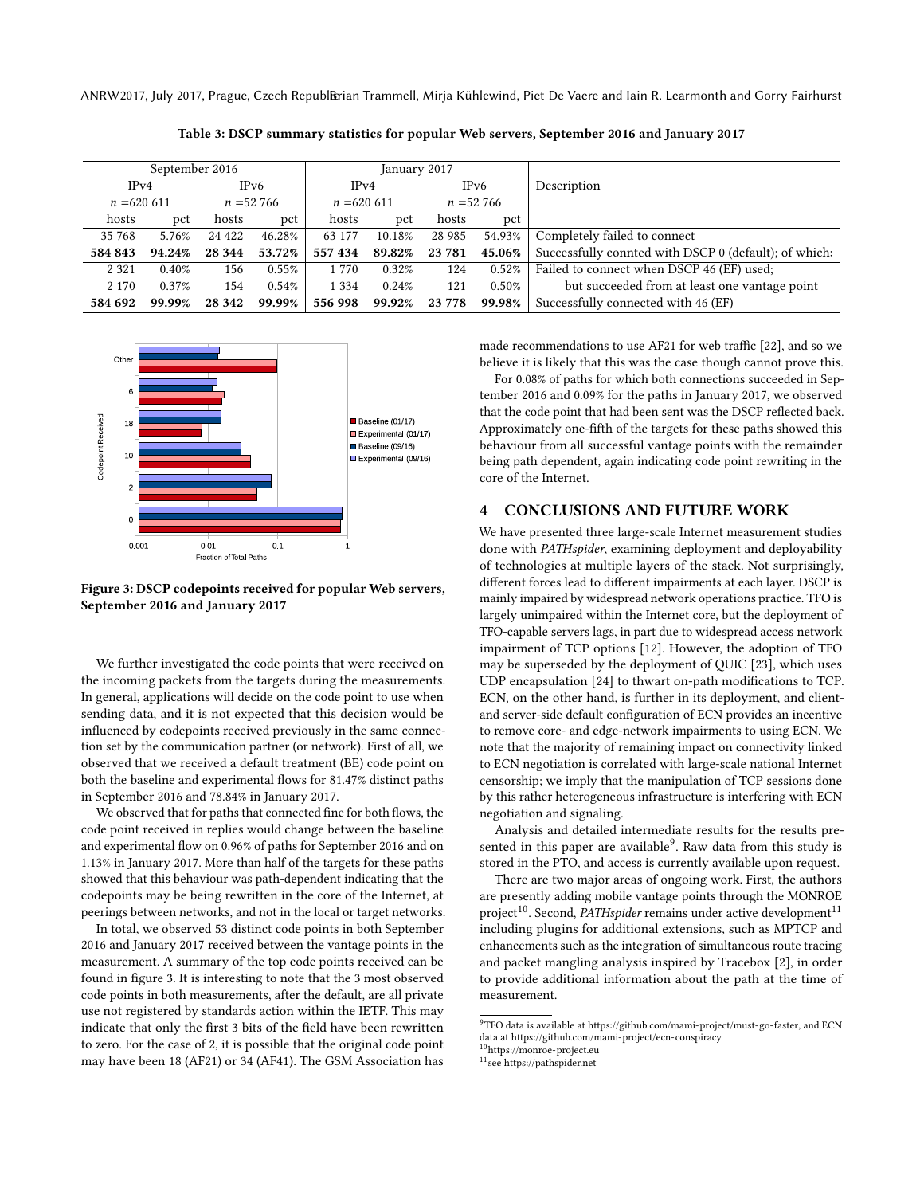**Table 3: DSCP summary statistics for popular Web servers, September 2016 and January 2017**

| September 2016 | | | | January 2017 | | | | |
|---|---|---|---|---|---|---|---|---|
| IPv4 | | IPv6 | | IPv4 | | IPv6 | | Description |
| $n$ =620 611 | | $n$ =52 766 | | $n$ =620 611 | | $n$ =52 766 | | |
| hosts | pct | hosts | pct | hosts | pct | hosts | pct | |
| 35 768 | 5.76% | 24 422 | 46.28% | 63 177 | 10.18% | 28 985 | 54.93% | Completely failed to connect |
| **584 843** | **94.24%** | **28 344** | **53.72%** | **557 434** | **89.82%** | **23 781** | **45.06%** | Successfully connted with DSCP 0 (default); of which: |
| 2 321 | 0.40% | 156 | 0.55% | 1 770 | 0.32% | 124 | 0.52% | Failed to connect when DSCP 46 (EF) used; |
| 2 170 | 0.37% | 154 | 0.54% | 1 334 | 0.24% | 121 | 0.50% | but succeeded from at least one vantage point |
| **584 692** | **99.99%** | **28 342** | **99.99%** | **556 998** | **99.92%** | **23 778** | **99.98%** | Successfully connected with 46 (EF) |

**Figure 3: DSCP codepoints received for popular Web servers, September 2016 and January 2017**

We further investigated the code points that were received on the incoming packets from the targets during the measurements. In general, applications will decide on the code point to use when sending data, and it is not expected that this decision would be influenced by codepoints received previously in the same connection set by the communication partner (or network). First of all, we observed that we received a default treatment (BE) code point on both the baseline and experimental flows for 81.47% distinct paths in September 2016 and 78.84% in January 2017.

We observed that for paths that connected fine for both flows, the code point received in replies would change between the baseline and experimental flow on 0.96% of paths for September 2016 and on 1.13% in January 2017. More than half of the targets for these paths showed that this behaviour was path-dependent indicating that the codepoints may be being rewritten in the core of the Internet, at peerings between networks, and not in the local or target networks.

In total, we observed 53 distinct code points in both September 2016 and January 2017 received between the vantage points in the measurement. A summary of the top code points received can be found in figure 3. It is interesting to note that the 3 most observed code points in both measurements, after the default, are all private use not registered by standards action within the IETF. This may indicate that only the first 3 bits of the field have been rewritten to zero. For the case of 2, it is possible that the original code point may have been 18 (AF21) or 34 (AF41). The GSM Association has made recommendations to use AF21 for web traffic [22], and so we believe it is likely that this was the case though cannot prove this.

For 0.08% of paths for which both connections succeeded in September 2016 and 0.09% for the paths in January 2017, we observed that the code point that had been sent was the DSCP reflected back. Approximately one-fifth of the targets for these paths showed this behaviour from all successful vantage points with the remainder being path dependent, again indicating code point rewriting in the core of the Internet.

## 4 CONCLUSIONS AND FUTURE WORK

We have presented three large-scale Internet measurement studies done with *PATHspider*, examining deployment and deployability of technologies at multiple layers of the stack. Not surprisingly, different forces lead to different impairments at each layer. DSCP is mainly impaired by widespread network operations practice. TFO is largely unimpaired within the Internet core, but the deployment of TFO-capable servers lags, in part due to widespread access network impairment of TCP options [12]. However, the adoption of TFO may be superseded by the deployment of QUIC [23], which uses UDP encapsulation [24] to thwart on-path modifications to TCP. ECN, on the other hand, is further in its deployment, and client- and server-side default configuration of ECN provides an incentive to remove core- and edge-network impairments to using ECN. We note that the majority of remaining impact on connectivity linked to ECN negotiation is correlated with large-scale national Internet censorship; we imply that the manipulation of TCP sessions done by this rather heterogeneous infrastructure is interfering with ECN negotiation and signaling.

Analysis and detailed intermediate results for the results presented in this paper are available[9]. Raw data from this study is stored in the PTO, and access is currently available upon request.

There are two major areas of ongoing work. First, the authors are presently adding mobile vantage points through the MONROE project[10]. Second, *PATHspider* remains under active development[11] including plugins for additional extensions, such as MPTCP and enhancements such as the integration of simultaneous route tracing and packet mangling analysis inspired by Tracebox [2], in order to provide additional information about the path at the time of measurement.

[9] TFO data is available at https://github.com/mami-project/must-go-faster, and ECN data at https://github.com/mami-project/ecn-conspiracy

[10] https://monroe-project.eu

[11] see https://pathspider.net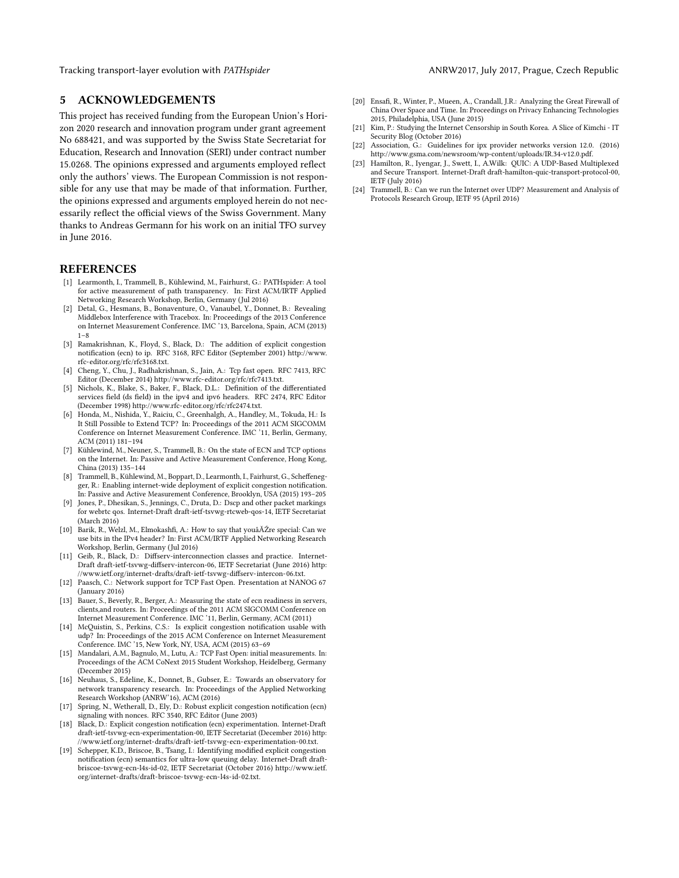## 5 ACKNOWLEDGEMENTS

This project has received funding from the European Union's Horizon 2020 research and innovation program under grant agreement No 688421, and was supported by the Swiss State Secretariat for Education, Research and Innovation (SERI) under contract number 15.0268. The opinions expressed and arguments employed reflect only the authors' views. The European Commission is not responsible for any use that may be made of that information. Further, the opinions expressed and arguments employed herein do not necessarily reflect the official views of the Swiss Government. Many thanks to Andreas Germann for his work on an initial TFO survey in June 2016.

## REFERENCES

[1] Learmonth, I., Trammell, B., Kühlewind, M., Fairhurst, G.: PATHspider: A tool for active measurement of path transparency. In: First ACM/IRTF Applied Networking Research Workshop, Berlin, Germany (Jul 2016)

[2] Detal, G., Hesmans, B., Bonaventure, O., Vanaubel, Y., Donnet, B.: Revealing Middlebox Interference with Tracebox. In: Proceedings of the 2013 Conference on Internet Measurement Conference. IMC '13, Barcelona, Spain, ACM (2013) 1–8

[3] Ramakrishnan, K., Floyd, S., Black, D.: The addition of explicit congestion notification (ecn) to ip. RFC 3168, RFC Editor (September 2001) http://www.rfc-editor.org/rfc/rfc3168.txt.

[4] Cheng, Y., Chu, J., Radhakrishnan, S., Jain, A.: Tcp fast open. RFC 7413, RFC Editor (December 2014) http://www.rfc-editor.org/rfc/rfc7413.txt.

[5] Nichols, K., Blake, S., Baker, F., Black, D.L.: Definition of the differentiated services field (ds field) in the ipv4 and ipv6 headers. RFC 2474, RFC Editor (December 1998) http://www.rfc-editor.org/rfc/rfc2474.txt.

[6] Honda, M., Nishida, Y., Raiciu, C., Greenhalgh, A., Handley, M., Tokuda, H.: Is It Still Possible to Extend TCP? In: Proceedings of the 2011 ACM SIGCOMM Conference on Internet Measurement Conference. IMC '11, Berlin, Germany, ACM (2011) 181–194

[7] Kühlewind, M., Neuner, S., Trammell, B.: On the state of ECN and TCP options on the Internet. In: Passive and Active Measurement Conference, Hong Kong, China (2013) 135–144

[8] Trammell, B., Kühlewind, M., Boppart, D., Learmonth, I., Fairhurst, G., Scheffenegger, R.: Enabling internet-wide deployment of explicit congestion notification. In: Passive and Active Measurement Conference, Brooklyn, USA (2015) 193–205

[9] Jones, P., Dhesikan, S., Jennings, C., Druta, D.: Dscp and other packet markings for webrtc qos. Internet-Draft draft-ietf-tsvwg-rtcweb-qos-14, IETF Secretariat (March 2016)

[10] Barik, R., Welzl, M., Elmokashfi, A.: How to say that youâĂŹre special: Can we use bits in the IPv4 header? In: First ACM/IRTF Applied Networking Research Workshop, Berlin, Germany (Jul 2016)

[11] Geib, R., Black, D.: Diffserv-interconnection classes and practice. Internet-Draft draft-ietf-tsvwg-diffserv-intercon-06, IETF Secretariat (June 2016) http://www.ietf.org/internet-drafts/draft-ietf-tsvwg-diffserv-intercon-06.txt.

[12] Paasch, C.: Network support for TCP Fast Open. Presentation at NANOG 67 (January 2016)

[13] Bauer, S., Beverly, R., Berger, A.: Measuring the state of ecn readiness in servers, clients,and routers. In: Proceedings of the 2011 ACM SIGCOMM Conference on Internet Measurement Conference. IMC '11, Berlin, Germany, ACM (2011)

[14] McQuistin, S., Perkins, C.S.: Is explicit congestion notification usable with udp? In: Proceedings of the 2015 ACM Conference on Internet Measurement Conference. IMC '15, New York, NY, USA, ACM (2015) 63–69

[15] Mandalari, A.M., Bagnulo, M., Lutu, A.: TCP Fast Open: initial measurements. In: Proceedings of the ACM CoNext 2015 Student Workshop, Heidelberg, Germany (December 2015)

[16] Neuhaus, S., Edeline, K., Donnet, B., Gubser, E.: Towards an observatory for network transparency research. In: Proceedings of the Applied Networking Research Workshop (ANRW'16), ACM (2016)

[17] Spring, N., Wetherall, D., Ely, D.: Robust explicit congestion notification (ecn) signaling with nonces. RFC 3540, RFC Editor (June 2003)

[18] Black, D.: Explicit congestion notification (ecn) experimentation. Internet-Draft draft-ietf-tsvwg-ecn-experimentation-00, IETF Secretariat (December 2016) http://www.ietf.org/internet-drafts/draft-ietf-tsvwg-ecn-experimentation-00.txt.

[19] Schepper, K.D., Briscoe, B., Tsang, I.: Identifying modified explicit congestion notification (ecn) semantics for ultra-low queuing delay. Internet-Draft draft-briscoe-tsvwg-ecn-l4s-id-02, IETF Secretariat (October 2016) http://www.ietf.org/internet-drafts/draft-briscoe-tsvwg-ecn-l4s-id-02.txt.

[20] Ensafi, R., Winter, P., Mueen, A., Crandall, J.R.: Analyzing the Great Firewall of China Over Space and Time. In: Proceedings on Privacy Enhancing Technologies 2015, Philadelphia, USA (June 2015)

[21] Kim, P.: Studying the Internet Censorship in South Korea. A Slice of Kimchi - IT Security Blog (October 2016)

[22] Association, G.: Guidelines for ipx provider networks version 12.0. (2016) http://www.gsma.com/newsroom/wp-content/uploads/IR.34-v12.0.pdf.

[23] Hamilton, R., Iyengar, J., Swett, I., A.Wilk: QUIC: A UDP-Based Multiplexed and Secure Transport. Internet-Draft draft-hamilton-quic-transport-protocol-00, IETF (July 2016)

[24] Trammell, B.: Can we run the Internet over UDP? Measurement and Analysis of Protocols Research Group, IETF 95 (April 2016)